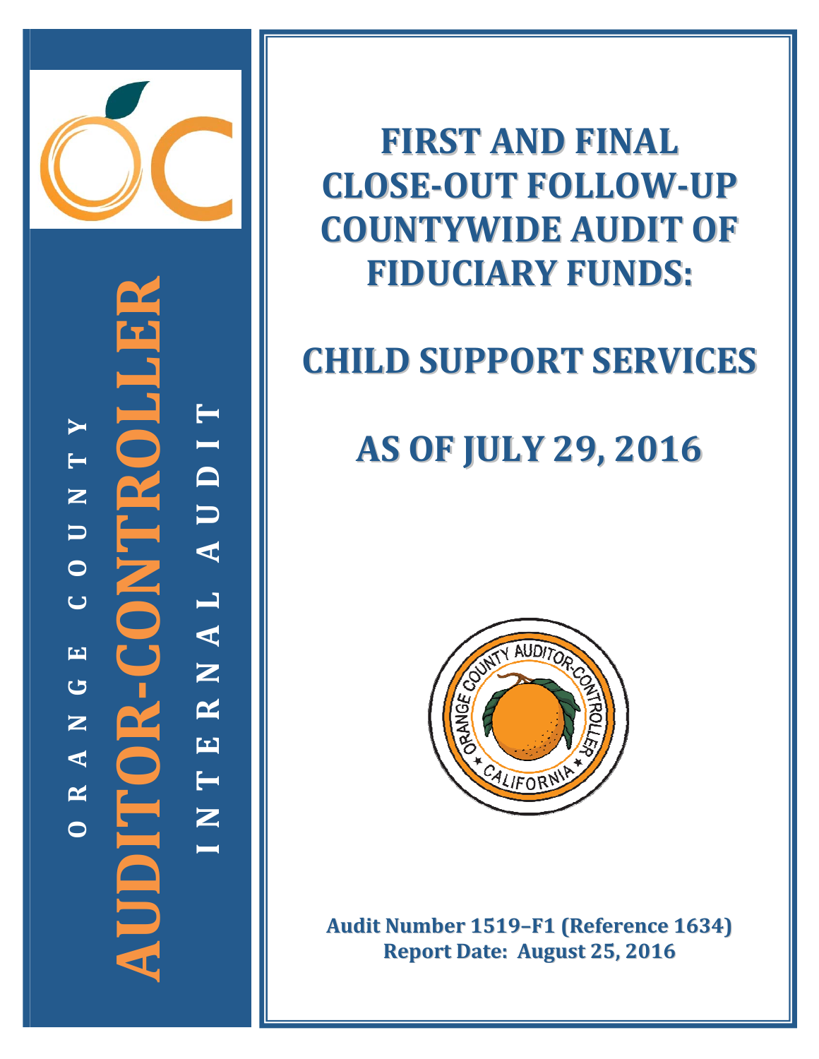ORANGE COUNTY

AUDITOR-CONTROLLER

INTERNAL AUDIT

# FIRST AND FINAL CLOSE-OUT FOLLOW-UP COUNTYWIDE AUDIT OF FIDUCIARY FUNDS:

# CHILD SUPPORT SERVICES

# AS OF JULY 29, 2016

**Audit Number 1519–F1 (Reference 1634)**
**Report Date: August 25, 2016**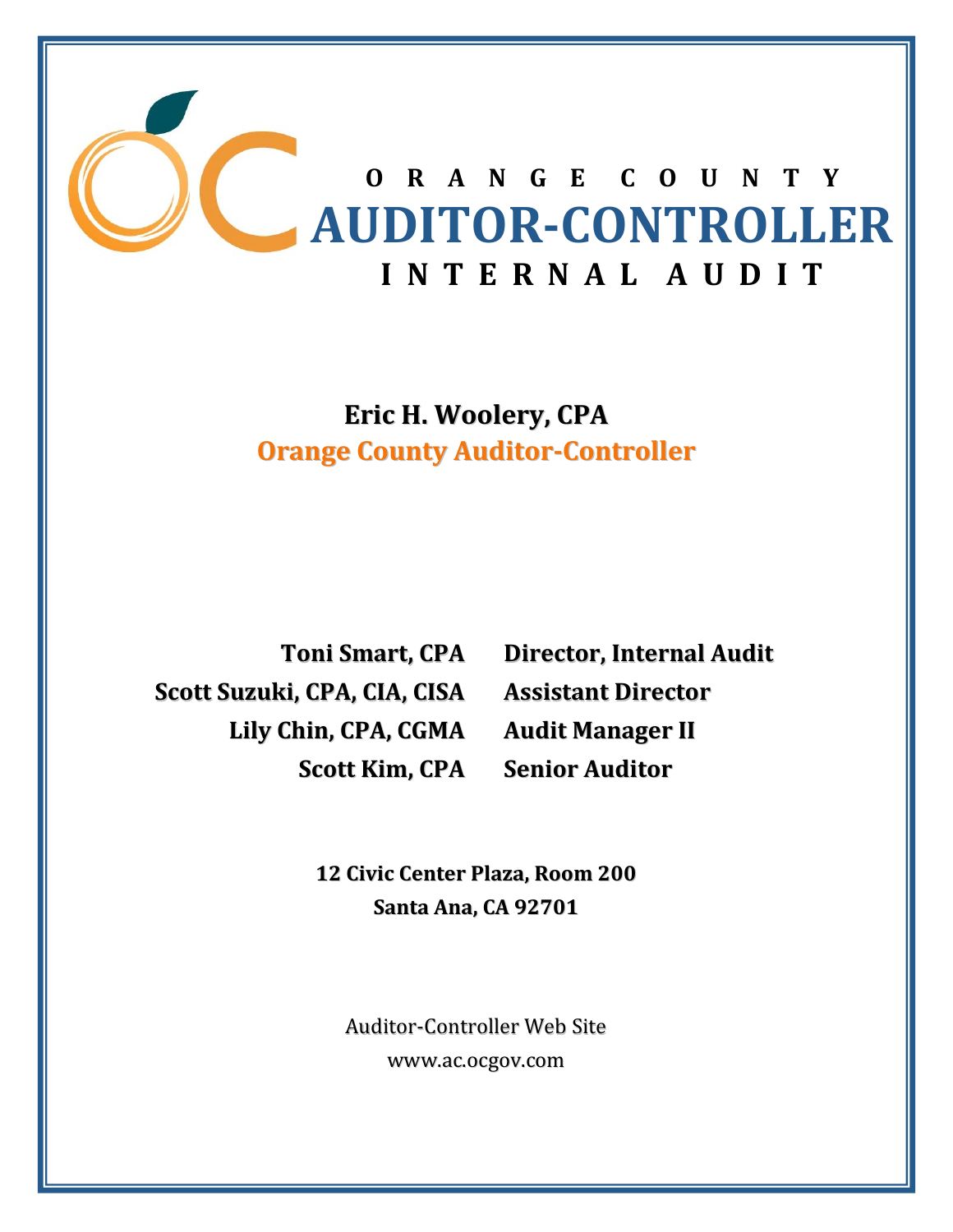# ORANGE COUNTY AUDITOR-CONTROLLER INTERNAL AUDIT

**Eric H. Woolery, CPA**
**Orange County Auditor-Controller**

| | |
|---|---|
| **Toni Smart, CPA** | **Director, Internal Audit** |
| **Scott Suzuki, CPA, CIA, CISA** | **Assistant Director** |
| **Lily Chin, CPA, CGMA** | **Audit Manager II** |
| **Scott Kim, CPA** | **Senior Auditor** |

**12 Civic Center Plaza, Room 200**
**Santa Ana, CA 92701**

Auditor-Controller Web Site
www.ac.ocgov.com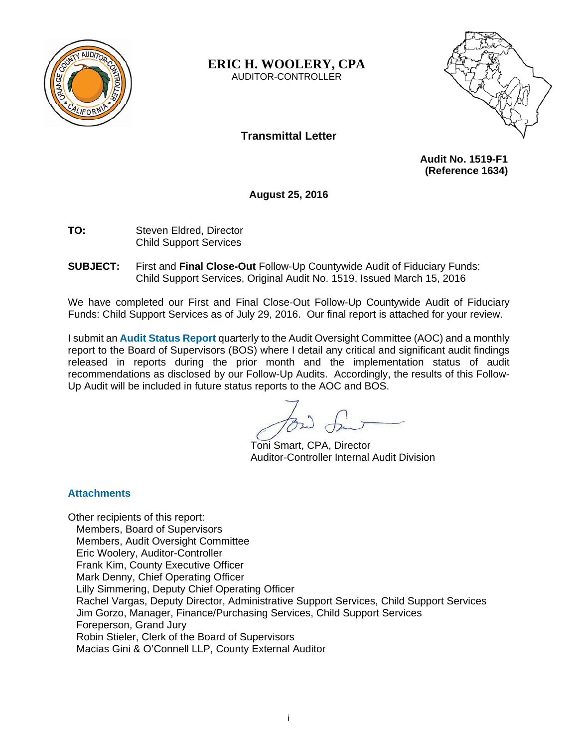**ERIC H. WOOLERY, CPA**
AUDITOR-CONTROLLER

## Transmittal Letter

**Audit No. 1519-F1**
**(Reference 1634)**

**August 25, 2016**

**TO:** Steven Eldred, Director
Child Support Services

**SUBJECT:** First and **Final Close-Out** Follow-Up Countywide Audit of Fiduciary Funds: Child Support Services, Original Audit No. 1519, Issued March 15, 2016

We have completed our First and Final Close-Out Follow-Up Countywide Audit of Fiduciary Funds: Child Support Services as of July 29, 2016. Our final report is attached for your review.

I submit an **Audit Status Report** quarterly to the Audit Oversight Committee (AOC) and a monthly report to the Board of Supervisors (BOS) where I detail any critical and significant audit findings released in reports during the prior month and the implementation status of audit recommendations as disclosed by our Follow-Up Audits. Accordingly, the results of this Follow-Up Audit will be included in future status reports to the AOC and BOS.

Toni Smart, CPA, Director
Auditor-Controller Internal Audit Division

### Attachments

Other recipients of this report:
- Members, Board of Supervisors
- Members, Audit Oversight Committee
- Eric Woolery, Auditor-Controller
- Frank Kim, County Executive Officer
- Mark Denny, Chief Operating Officer
- Lilly Simmering, Deputy Chief Operating Officer
- Rachel Vargas, Deputy Director, Administrative Support Services, Child Support Services
- Jim Gorzo, Manager, Finance/Purchasing Services, Child Support Services
- Foreperson, Grand Jury
- Robin Stieler, Clerk of the Board of Supervisors
- Macias Gini & O'Connell LLP, County External Auditor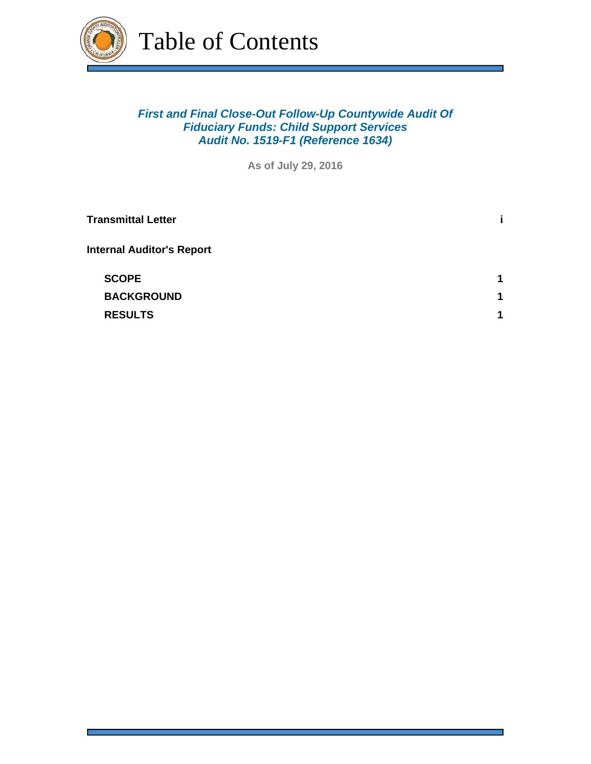# Table of Contents

***First and Final Close-Out Follow-Up Countywide Audit Of Fiduciary Funds: Child Support Services Audit No. 1519-F1 (Reference 1634)***

**As of July 29, 2016**

| | |
|---|---|
| **Transmittal Letter** | **i** |
| **Internal Auditor's Report** | |
| **SCOPE** | **1** |
| **BACKGROUND** | **1** |
| **RESULTS** | **1** |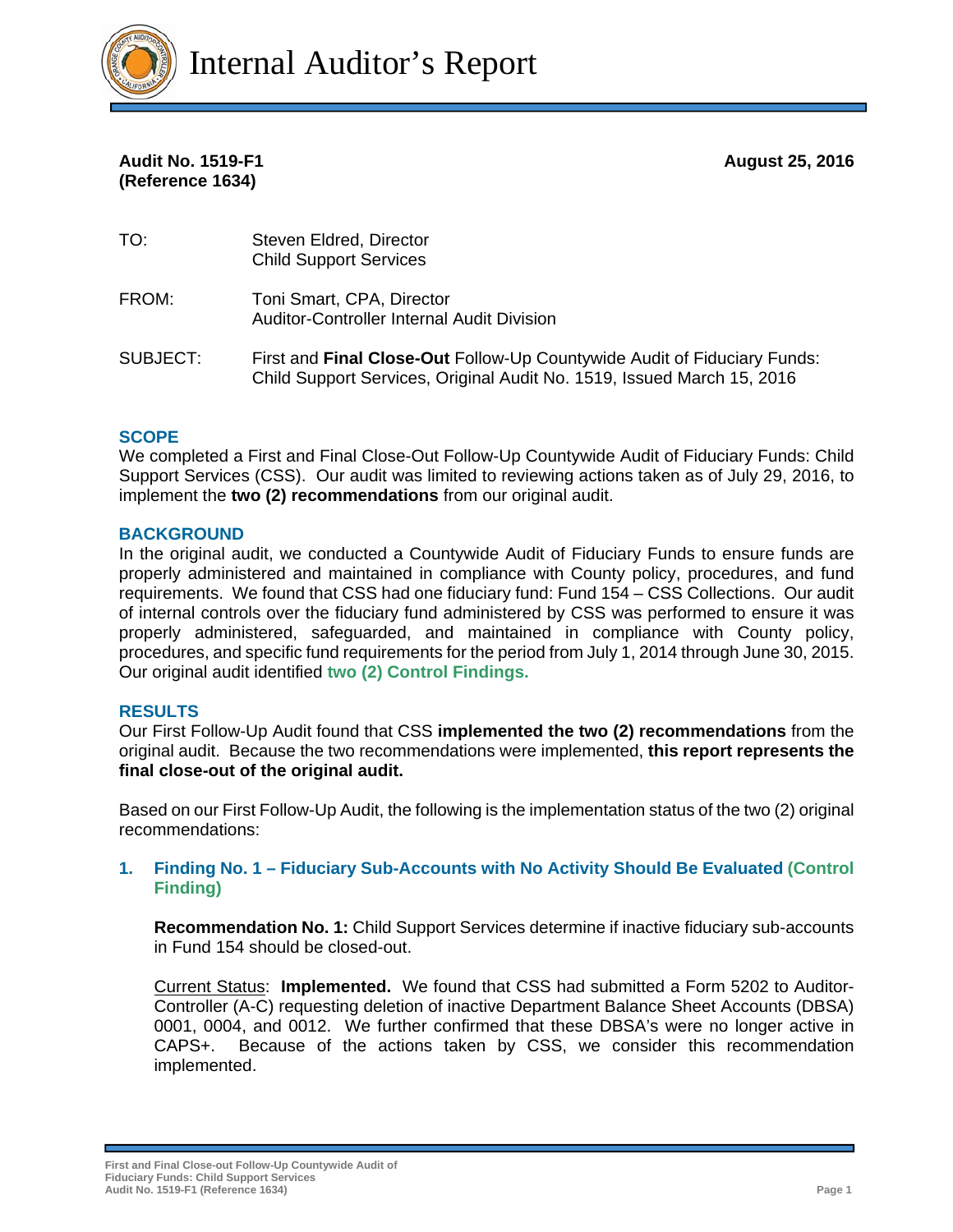# Internal Auditor's Report

**Audit No. 1519-F1**
**(Reference 1634)**

**August 25, 2016**

TO: Steven Eldred, Director
Child Support Services

FROM: Toni Smart, CPA, Director
Auditor-Controller Internal Audit Division

SUBJECT: First and **Final Close-Out** Follow-Up Countywide Audit of Fiduciary Funds: Child Support Services, Original Audit No. 1519, Issued March 15, 2016

## SCOPE

We completed a First and Final Close-Out Follow-Up Countywide Audit of Fiduciary Funds: Child Support Services (CSS). Our audit was limited to reviewing actions taken as of July 29, 2016, to implement the **two (2) recommendations** from our original audit.

## BACKGROUND

In the original audit, we conducted a Countywide Audit of Fiduciary Funds to ensure funds are properly administered and maintained in compliance with County policy, procedures, and fund requirements. We found that CSS had one fiduciary fund: Fund 154 – CSS Collections. Our audit of internal controls over the fiduciary fund administered by CSS was performed to ensure it was properly administered, safeguarded, and maintained in compliance with County policy, procedures, and specific fund requirements for the period from July 1, 2014 through June 30, 2015. Our original audit identified **two (2) Control Findings.**

## RESULTS

Our First Follow-Up Audit found that CSS **implemented the two (2) recommendations** from the original audit. Because the two recommendations were implemented, **this report represents the final close-out of the original audit.**

Based on our First Follow-Up Audit, the following is the implementation status of the two (2) original recommendations:

1. **Finding No. 1 – Fiduciary Sub-Accounts with No Activity Should Be Evaluated (Control Finding)**

   **Recommendation No. 1:** Child Support Services determine if inactive fiduciary sub-accounts in Fund 154 should be closed-out.

   Current Status: **Implemented.** We found that CSS had submitted a Form 5202 to Auditor-Controller (A-C) requesting deletion of inactive Department Balance Sheet Accounts (DBSA) 0001, 0004, and 0012. We further confirmed that these DBSA's were no longer active in CAPS+. Because of the actions taken by CSS, we consider this recommendation implemented.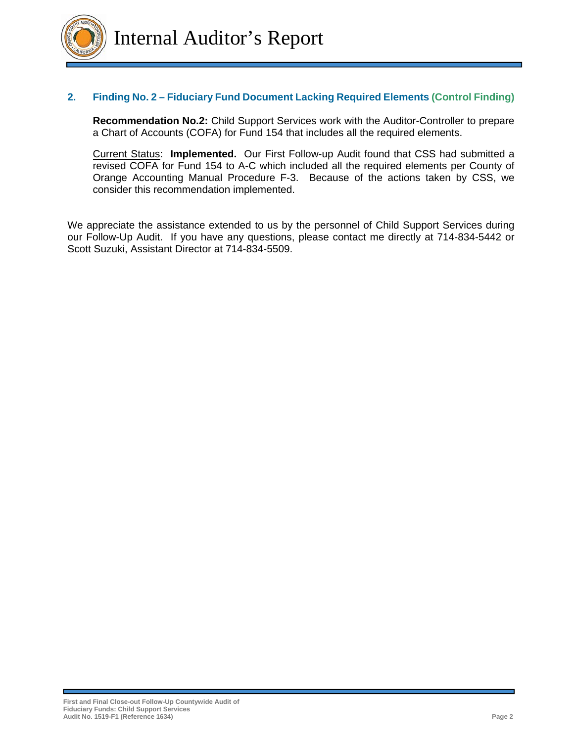### 2. Finding No. 2 – Fiduciary Fund Document Lacking Required Elements (Control Finding)

**Recommendation No.2:** Child Support Services work with the Auditor-Controller to prepare a Chart of Accounts (COFA) for Fund 154 that includes all the required elements.

Current Status: **Implemented.** Our First Follow-up Audit found that CSS had submitted a revised COFA for Fund 154 to A-C which included all the required elements per County of Orange Accounting Manual Procedure F-3. Because of the actions taken by CSS, we consider this recommendation implemented.

We appreciate the assistance extended to us by the personnel of Child Support Services during our Follow-Up Audit. If you have any questions, please contact me directly at 714-834-5442 or Scott Suzuki, Assistant Director at 714-834-5509.